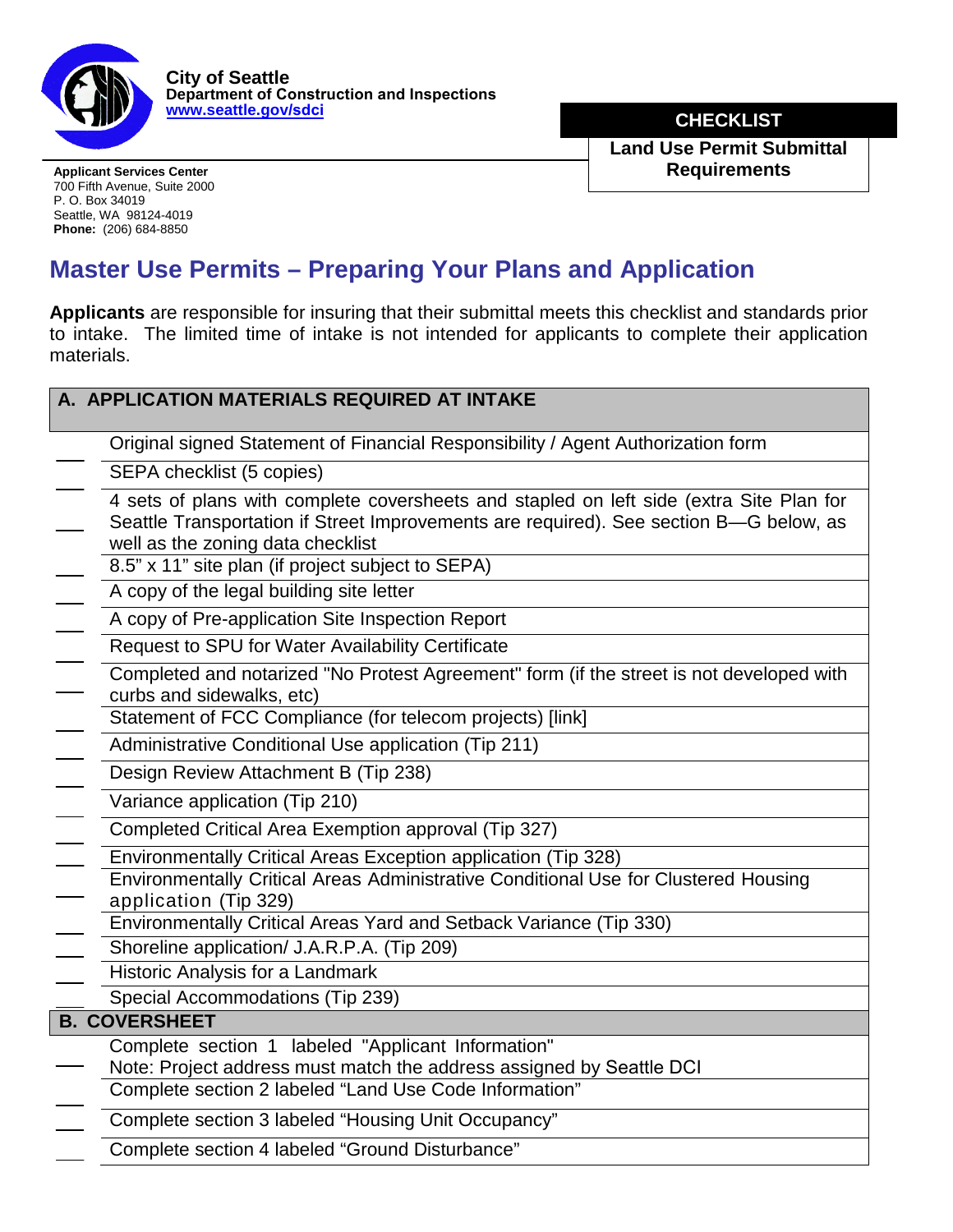**City of Seattle**
**Department of Construction and Inspections**
**www.seattle.gov/sdci**

**CHECKLIST**

**Land Use Permit Submittal Requirements**

**Applicant Services Center**
700 Fifth Avenue, Suite 2000
P. O. Box 34019
Seattle, WA 98124-4019
**Phone:** (206) 684-8850

# Master Use Permits – Preparing Your Plans and Application

**Applicants** are responsible for insuring that their submittal meets this checklist and standards prior to intake. The limited time of intake is not intended for applicants to complete their application materials.

| | **A. APPLICATION MATERIALS REQUIRED AT INTAKE** |
|---|---|
| ___ | Original signed Statement of Financial Responsibility / Agent Authorization form |
| ___ | SEPA checklist (5 copies) |
| ___ | 4 sets of plans with complete coversheets and stapled on left side (extra Site Plan for Seattle Transportation if Street Improvements are required). See section B—G below, as well as the zoning data checklist |
| ___ | 8.5" x 11" site plan (if project subject to SEPA) |
| ___ | A copy of the legal building site letter |
| ___ | A copy of Pre-application Site Inspection Report |
| ___ | Request to SPU for Water Availability Certificate |
| ___ | Completed and notarized "No Protest Agreement" form (if the street is not developed with curbs and sidewalks, etc) |
| ___ | Statement of FCC Compliance (for telecom projects) [link] |
| ___ | Administrative Conditional Use application (Tip 211) |
| ___ | Design Review Attachment B (Tip 238) |
| ___ | Variance application (Tip 210) |
| ___ | Completed Critical Area Exemption approval (Tip 327) |
| ___ | Environmentally Critical Areas Exception application (Tip 328) |
| ___ | Environmentally Critical Areas Administrative Conditional Use for Clustered Housing application (Tip 329) |
| ___ | Environmentally Critical Areas Yard and Setback Variance (Tip 330) |
| ___ | Shoreline application/ J.A.R.P.A. (Tip 209) |
| ___ | Historic Analysis for a Landmark |
| ___ | Special Accommodations (Tip 239) |
| | **B. COVERSHEET** |
| ___ | Complete section 1 labeled "Applicant Information"<br>Note: Project address must match the address assigned by Seattle DCI |
| ___ | Complete section 2 labeled "Land Use Code Information" |
| ___ | Complete section 3 labeled "Housing Unit Occupancy" |
| ___ | Complete section 4 labeled "Ground Disturbance" |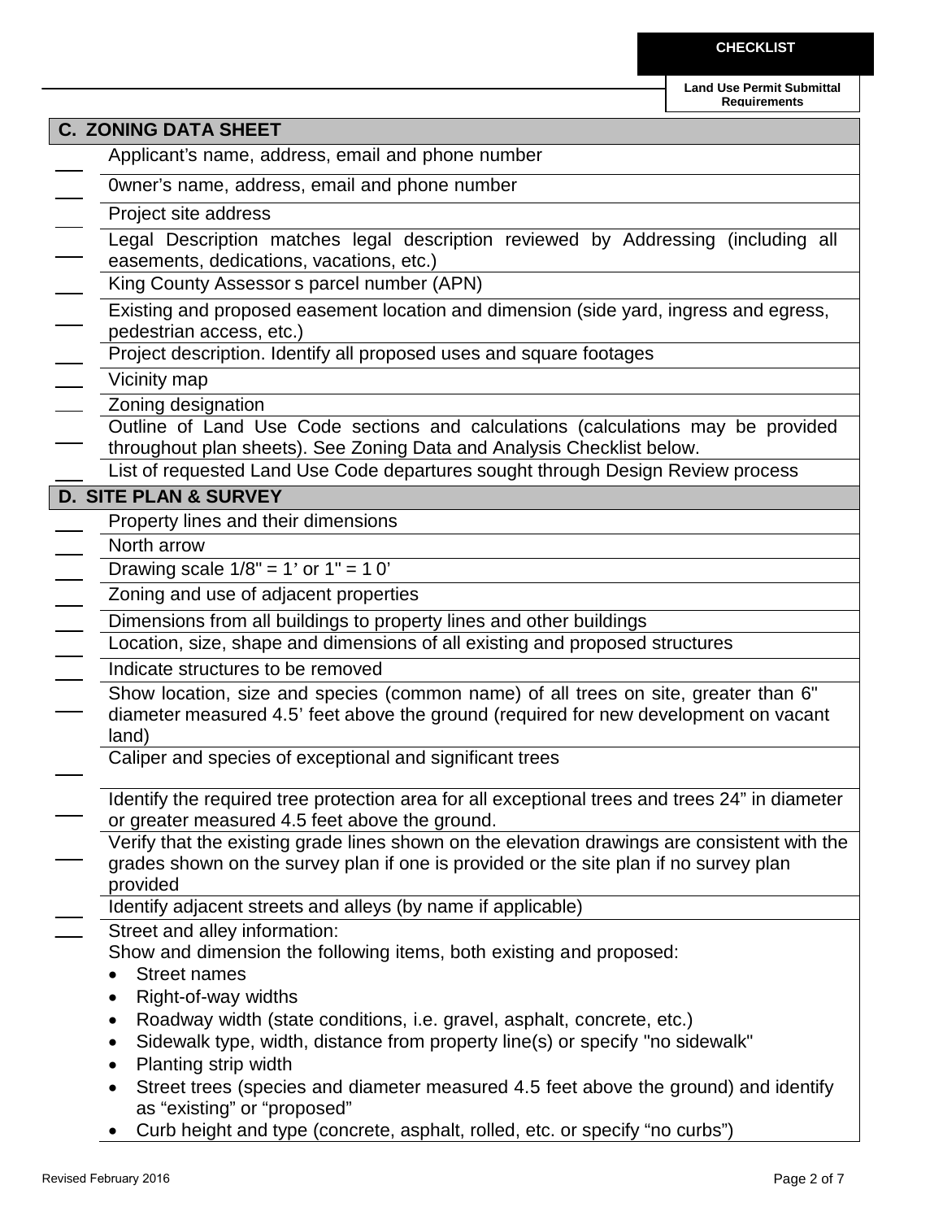**CHECKLIST**

**Land Use Permit Submittal Requirements**

## C. ZONING DATA SHEET

- ___ Applicant's name, address, email and phone number
- ___ 0wner's name, address, email and phone number
- ___ Project site address
- ___ Legal Description matches legal description reviewed by Addressing (including all easements, dedications, vacations, etc.)
- ___ King County Assessor s parcel number (APN)
- ___ Existing and proposed easement location and dimension (side yard, ingress and egress, pedestrian access, etc.)
- ___ Project description. Identify all proposed uses and square footages
- ___ Vicinity map
- ___ Zoning designation
- ___ Outline of Land Use Code sections and calculations (calculations may be provided throughout plan sheets). See Zoning Data and Analysis Checklist below.
- ___ List of requested Land Use Code departures sought through Design Review process

## D. SITE PLAN & SURVEY

- ___ Property lines and their dimensions
- ___ North arrow
- ___ Drawing scale 1/8" = 1' or 1" = 1 0'
- ___ Zoning and use of adjacent properties
- ___ Dimensions from all buildings to property lines and other buildings
- ___ Location, size, shape and dimensions of all existing and proposed structures
- ___ Indicate structures to be removed
- ___ Show location, size and species (common name) of all trees on site, greater than 6" diameter measured 4.5' feet above the ground (required for new development on vacant land)
- ___ Caliper and species of exceptional and significant trees
- ___ Identify the required tree protection area for all exceptional trees and trees 24" in diameter or greater measured 4.5 feet above the ground.
- ___ Verify that the existing grade lines shown on the elevation drawings are consistent with the grades shown on the survey plan if one is provided or the site plan if no survey plan provided
- ___ Identify adjacent streets and alleys (by name if applicable)
- ___ Street and alley information:
  Show and dimension the following items, both existing and proposed:
  - Street names
  - Right-of-way widths
  - Roadway width (state conditions, i.e. gravel, asphalt, concrete, etc.)
  - Sidewalk type, width, distance from property line(s) or specify "no sidewalk"
  - Planting strip width
  - Street trees (species and diameter measured 4.5 feet above the ground) and identify as "existing" or "proposed"
  - Curb height and type (concrete, asphalt, rolled, etc. or specify "no curbs")

Revised February 2016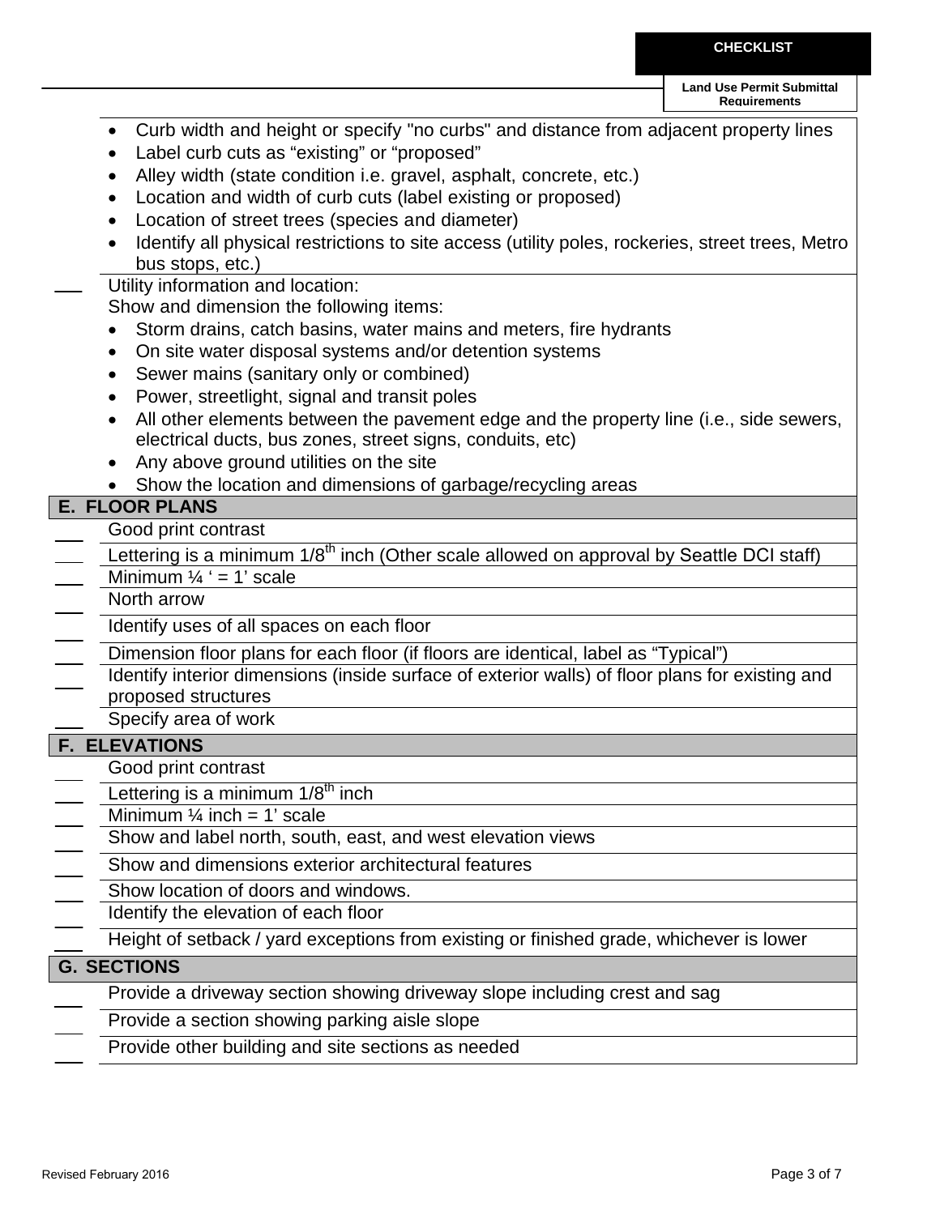- Curb width and height or specify "no curbs" and distance from adjacent property lines
- Label curb cuts as “existing” or “proposed”
- Alley width (state condition i.e. gravel, asphalt, concrete, etc.)
- Location and width of curb cuts (label existing or proposed)
- Location of street trees (species and diameter)
- Identify all physical restrictions to site access (utility poles, rockeries, street trees, Metro bus stops, etc.)

___ Utility information and location:

Show and dimension the following items:

- Storm drains, catch basins, water mains and meters, fire hydrants
- On site water disposal systems and/or detention systems
- Sewer mains (sanitary only or combined)
- Power, streetlight, signal and transit poles
- All other elements between the pavement edge and the property line (i.e., side sewers, electrical ducts, bus zones, street signs, conduits, etc)
- Any above ground utilities on the site
- Show the location and dimensions of garbage/recycling areas

## E. FLOOR PLANS

___ Good print contrast

___ Lettering is a minimum 1/8th inch (Other scale allowed on approval by Seattle DCI staff)

___ Minimum ¼ ‘ = 1’ scale

___ North arrow

___ Identify uses of all spaces on each floor

___ Dimension floor plans for each floor (if floors are identical, label as “Typical”)

___ Identify interior dimensions (inside surface of exterior walls) of floor plans for existing and proposed structures

___ Specify area of work

## F. ELEVATIONS

___ Good print contrast

___ Lettering is a minimum 1/8th inch

___ Minimum ¼ inch = 1’ scale

___ Show and label north, south, east, and west elevation views

___ Show and dimensions exterior architectural features

___ Show location of doors and windows.

___ Identify the elevation of each floor

___ Height of setback / yard exceptions from existing or finished grade, whichever is lower

## G. SECTIONS

___ Provide a driveway section showing driveway slope including crest and sag

___ Provide a section showing parking aisle slope

___ Provide other building and site sections as needed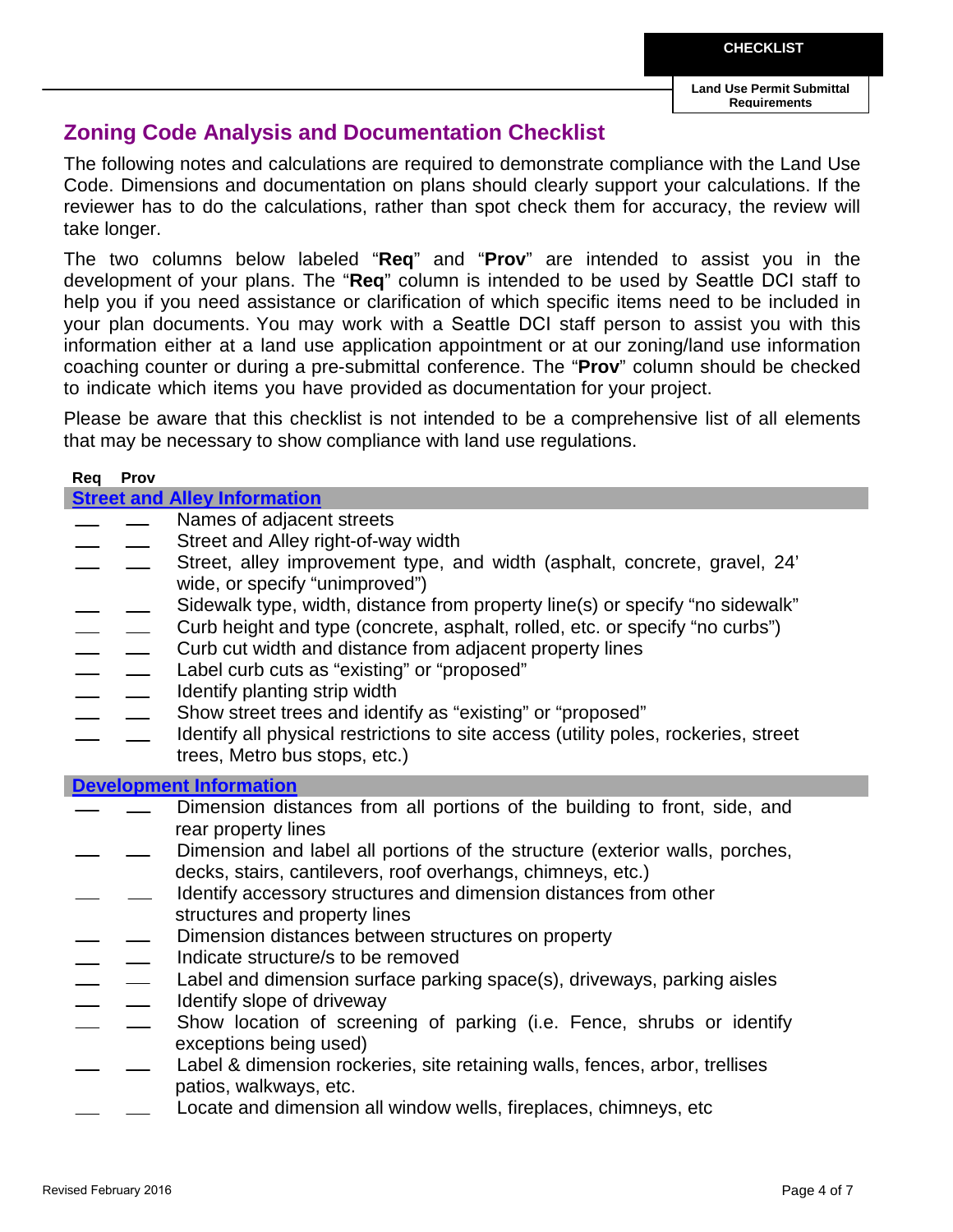**CHECKLIST**

**Land Use Permit Submittal Requirements**

## Zoning Code Analysis and Documentation Checklist

The following notes and calculations are required to demonstrate compliance with the Land Use Code. Dimensions and documentation on plans should clearly support your calculations. If the reviewer has to do the calculations, rather than spot check them for accuracy, the review will take longer.

The two columns below labeled "**Req**" and "**Prov**" are intended to assist you in the development of your plans. The "**Req**" column is intended to be used by Seattle DCI staff to help you if you need assistance or clarification of which specific items need to be included in your plan documents. You may work with a Seattle DCI staff person to assist you with this information either at a land use application appointment or at our zoning/land use information coaching counter or during a pre-submittal conference. The "**Prov**" column should be checked to indicate which items you have provided as documentation for your project.

Please be aware that this checklist is not intended to be a comprehensive list of all elements that may be necessary to show compliance with land use regulations.

| Req | Prov | |
|---|---|---|
| **Street and Alley Information** | | |
| ___ | ___ | Names of adjacent streets |
| ___ | ___ | Street and Alley right-of-way width |
| ___ | ___ | Street, alley improvement type, and width (asphalt, concrete, gravel, 24' wide, or specify "unimproved") |
| ___ | ___ | Sidewalk type, width, distance from property line(s) or specify "no sidewalk" |
| ___ | ___ | Curb height and type (concrete, asphalt, rolled, etc. or specify "no curbs") |
| ___ | ___ | Curb cut width and distance from adjacent property lines |
| ___ | ___ | Label curb cuts as "existing" or "proposed" |
| ___ | ___ | Identify planting strip width |
| ___ | ___ | Show street trees and identify as "existing" or "proposed" |
| ___ | ___ | Identify all physical restrictions to site access (utility poles, rockeries, street trees, Metro bus stops, etc.) |
| **Development Information** | | |
| ___ | ___ | Dimension distances from all portions of the building to front, side, and rear property lines |
| ___ | ___ | Dimension and label all portions of the structure (exterior walls, porches, decks, stairs, cantilevers, roof overhangs, chimneys, etc.) |
| ___ | ___ | Identify accessory structures and dimension distances from other structures and property lines |
| ___ | ___ | Dimension distances between structures on property |
| ___ | ___ | Indicate structure/s to be removed |
| ___ | ___ | Label and dimension surface parking space(s), driveways, parking aisles |
| ___ | ___ | Identify slope of driveway |
| ___ | ___ | Show location of screening of parking (i.e. Fence, shrubs or identify exceptions being used) |
| ___ | ___ | Label & dimension rockeries, site retaining walls, fences, arbor, trellises patios, walkways, etc. |
| ___ | ___ | Locate and dimension all window wells, fireplaces, chimneys, etc |

Revised February 2016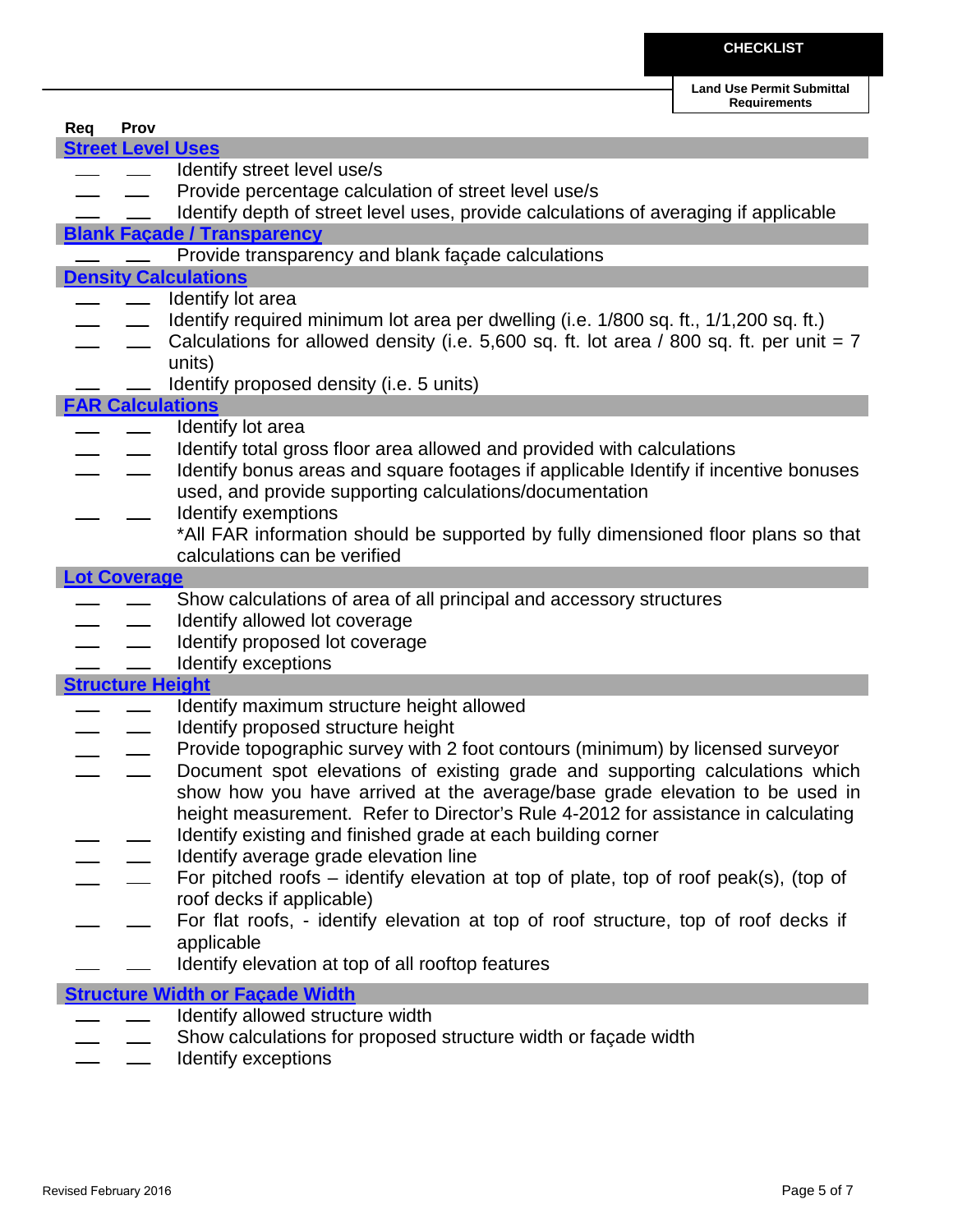**CHECKLIST**

**Land Use Permit Submittal Requirements**

| Req | Prov | |
|---|---|---|
| **Street Level Uses** | | |
| ___ | ___ | Identify street level use/s |
| ___ | ___ | Provide percentage calculation of street level use/s |
| ___ | ___ | Identify depth of street level uses, provide calculations of averaging if applicable |
| **Blank Façade / Transparency** | | |
| ___ | ___ | Provide transparency and blank façade calculations |
| **Density Calculations** | | |
| ___ | ___ | Identify lot area |
| ___ | ___ | Identify required minimum lot area per dwelling (i.e. 1/800 sq. ft., 1/1,200 sq. ft.) |
| ___ | ___ | Calculations for allowed density (i.e. 5,600 sq. ft. lot area / 800 sq. ft. per unit = 7 units) |
| ___ | ___ | Identify proposed density (i.e. 5 units) |
| **FAR Calculations** | | |
| ___ | ___ | Identify lot area |
| ___ | ___ | Identify total gross floor area allowed and provided with calculations |
| ___ | ___ | Identify bonus areas and square footages if applicable Identify if incentive bonuses used, and provide supporting calculations/documentation |
| ___ | ___ | Identify exemptions |
| | | *All FAR information should be supported by fully dimensioned floor plans so that calculations can be verified |
| **Lot Coverage** | | |
| ___ | ___ | Show calculations of area of all principal and accessory structures |
| ___ | ___ | Identify allowed lot coverage |
| ___ | ___ | Identify proposed lot coverage |
| ___ | ___ | Identify exceptions |
| **Structure Height** | | |
| ___ | ___ | Identify maximum structure height allowed |
| ___ | ___ | Identify proposed structure height |
| ___ | ___ | Provide topographic survey with 2 foot contours (minimum) by licensed surveyor |
| ___ | ___ | Document spot elevations of existing grade and supporting calculations which show how you have arrived at the average/base grade elevation to be used in height measurement. Refer to Director's Rule 4-2012 for assistance in calculating |
| ___ | ___ | Identify existing and finished grade at each building corner |
| ___ | ___ | Identify average grade elevation line |
| ___ | ___ | For pitched roofs – identify elevation at top of plate, top of roof peak(s), (top of roof decks if applicable) |
| ___ | ___ | For flat roofs, - identify elevation at top of roof structure, top of roof decks if applicable |
| ___ | ___ | Identify elevation at top of all rooftop features |
| **Structure Width or Façade Width** | | |
| ___ | ___ | Identify allowed structure width |
| ___ | ___ | Show calculations for proposed structure width or façade width |
| ___ | ___ | Identify exceptions |

Revised February 2016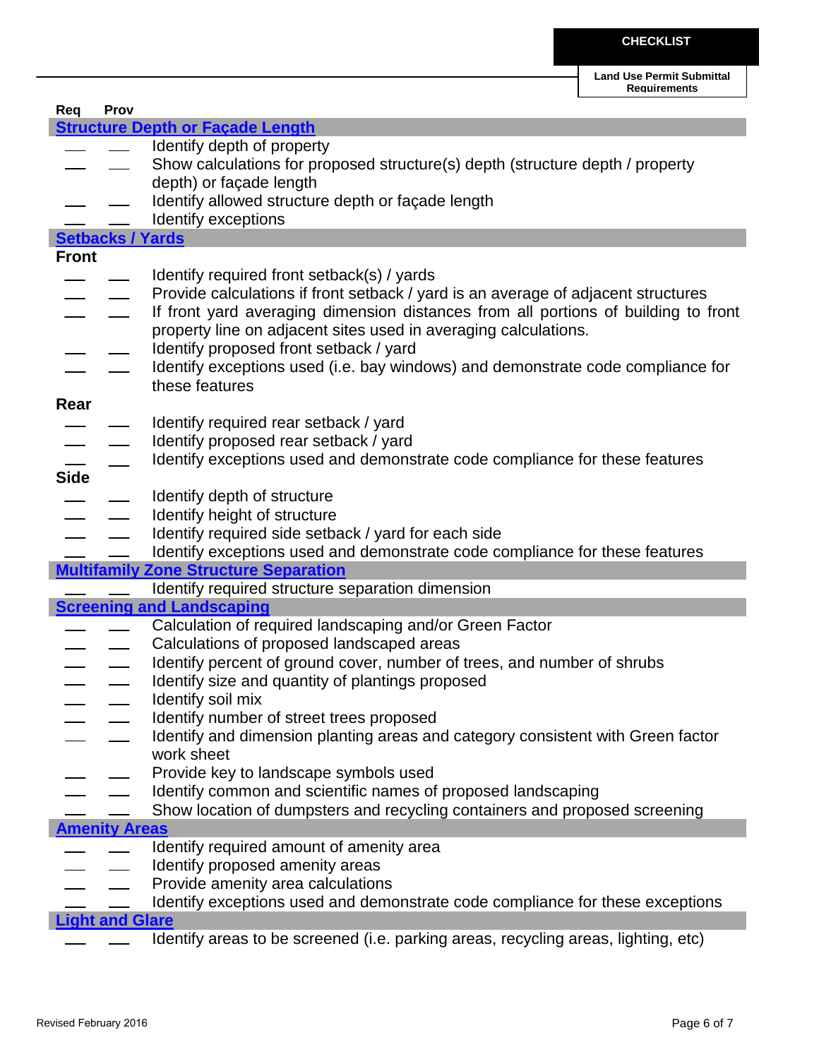**CHECKLIST**

**Land Use Permit Submittal Requirements**

| Req | Prov | |
|---|---|---|
| | | **Structure Depth or Façade Length** |
| ___ | ___ | Identify depth of property |
| ___ | ___ | Show calculations for proposed structure(s) depth (structure depth / property depth) or façade length |
| ___ | ___ | Identify allowed structure depth or façade length |
| ___ | ___ | Identify exceptions |
| | | **Setbacks / Yards** |
| **Front** | | |
| ___ | ___ | Identify required front setback(s) / yards |
| ___ | ___ | Provide calculations if front setback / yard is an average of adjacent structures |
| ___ | ___ | If front yard averaging dimension distances from all portions of building to front property line on adjacent sites used in averaging calculations. |
| ___ | ___ | Identify proposed front setback / yard |
| ___ | ___ | Identify exceptions used (i.e. bay windows) and demonstrate code compliance for these features |
| **Rear** | | |
| ___ | ___ | Identify required rear setback / yard |
| ___ | ___ | Identify proposed rear setback / yard |
| ___ | ___ | Identify exceptions used and demonstrate code compliance for these features |
| **Side** | | |
| ___ | ___ | Identify depth of structure |
| ___ | ___ | Identify height of structure |
| ___ | ___ | Identify required side setback / yard for each side |
| ___ | ___ | Identify exceptions used and demonstrate code compliance for these features |
| | | **Multifamily Zone Structure Separation** |
| ___ | ___ | Identify required structure separation dimension |
| | | **Screening and Landscaping** |
| ___ | ___ | Calculation of required landscaping and/or Green Factor |
| ___ | ___ | Calculations of proposed landscaped areas |
| ___ | ___ | Identify percent of ground cover, number of trees, and number of shrubs |
| ___ | ___ | Identify size and quantity of plantings proposed |
| ___ | ___ | Identify soil mix |
| ___ | ___ | Identify number of street trees proposed |
| ___ | ___ | Identify and dimension planting areas and category consistent with Green factor work sheet |
| ___ | ___ | Provide key to landscape symbols used |
| ___ | ___ | Identify common and scientific names of proposed landscaping |
| ___ | ___ | Show location of dumpsters and recycling containers and proposed screening |
| | | **Amenity Areas** |
| ___ | ___ | Identify required amount of amenity area |
| ___ | ___ | Identify proposed amenity areas |
| ___ | ___ | Provide amenity area calculations |
| ___ | ___ | Identify exceptions used and demonstrate code compliance for these exceptions |
| | | **Light and Glare** |
| ___ | ___ | Identify areas to be screened (i.e. parking areas, recycling areas, lighting, etc) |

Revised February 2016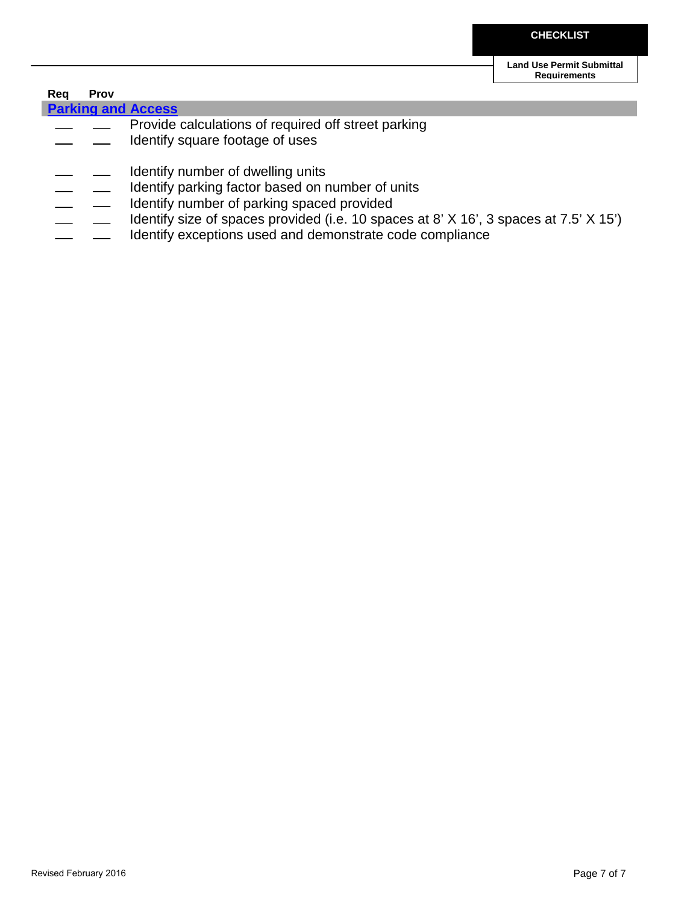**CHECKLIST**

**Land Use Permit Submittal Requirements**

| Req | Prov | |
|---|---|---|
| | | **Parking and Access** |
| ___ | ___ | Provide calculations of required off street parking |
| ___ | ___ | Identify square footage of uses |
| ___ | ___ | Identify number of dwelling units |
| ___ | ___ | Identify parking factor based on number of units |
| ___ | ___ | Identify number of parking spaced provided |
| ___ | ___ | Identify size of spaces provided (i.e. 10 spaces at 8' X 16', 3 spaces at 7.5' X 15') |
| ___ | ___ | Identify exceptions used and demonstrate code compliance |

Revised February 2016